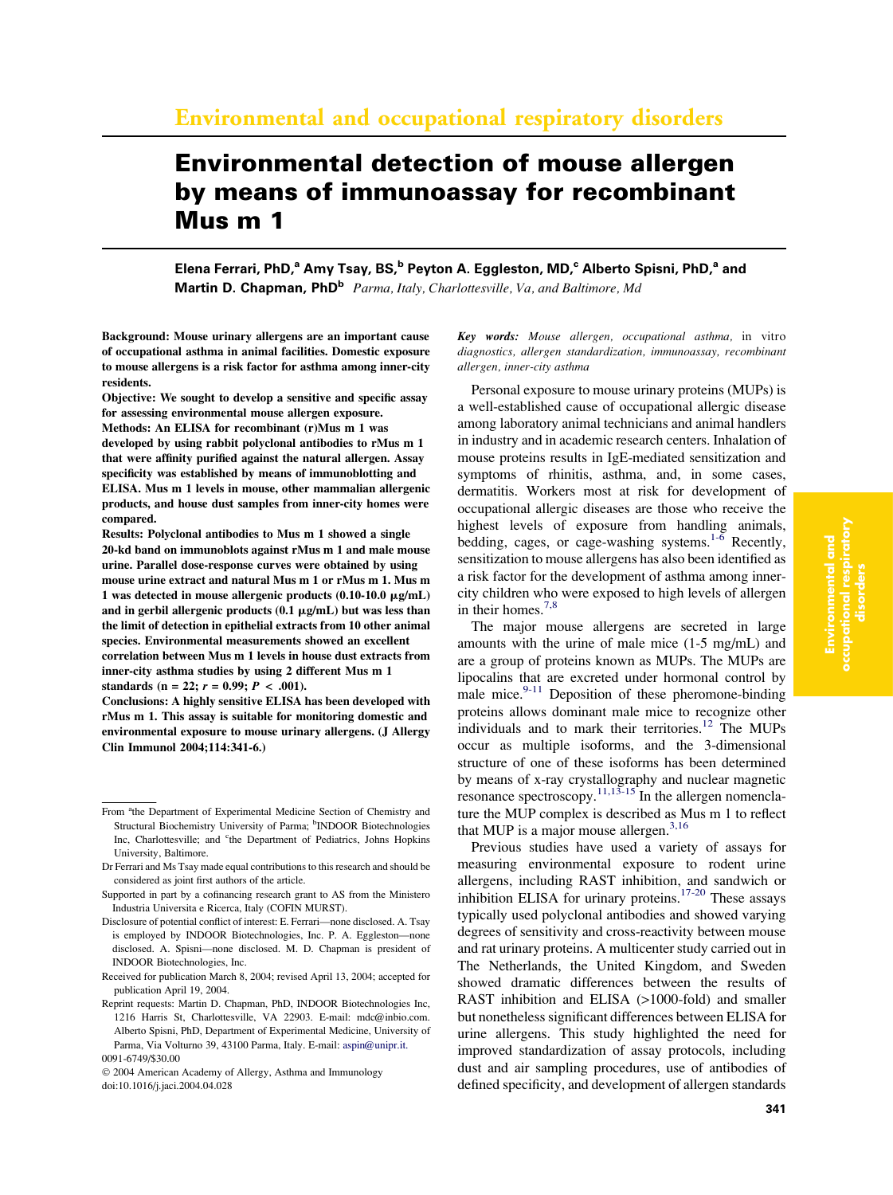# Environmental detection of mouse allergen by means of immunoassay for recombinant Mus m 1

**Elena Ferrari, PhD,[a] Amy Tsay, BS,[b] Peyton A. Eggleston, MD,[c] Alberto Spisni, PhD,[a] and Martin D. Chapman, PhD[b]** *Parma, Italy, Charlottesville, Va, and Baltimore, Md*

**Background: Mouse urinary allergens are an important cause of occupational asthma in animal facilities. Domestic exposure to mouse allergens is a risk factor for asthma among inner-city residents.**

**Objective: We sought to develop a sensitive and specific assay for assessing environmental mouse allergen exposure.**

**Methods: An ELISA for recombinant (r)Mus m 1 was developed by using rabbit polyclonal antibodies to rMus m 1 that were affinity purified against the natural allergen. Assay specificity was established by means of immunoblotting and ELISA. Mus m 1 levels in mouse, other mammalian allergenic products, and house dust samples from inner-city homes were compared.**

**Results: Polyclonal antibodies to Mus m 1 showed a single 20-kd band on immunoblots against rMus m 1 and male mouse urine. Parallel dose-response curves were obtained by using mouse urine extract and natural Mus m 1 or rMus m 1. Mus m 1 was detected in mouse allergenic products (0.10-10.0 μg/mL) and in gerbil allergenic products (0.1 μg/mL) but was less than the limit of detection in epithelial extracts from 10 other animal species. Environmental measurements showed an excellent correlation between Mus m 1 levels in house dust extracts from inner-city asthma studies by using 2 different Mus m 1 standards ($n = 22$; $r = 0.99$; $P < .001$).**

**Conclusions: A highly sensitive ELISA has been developed with rMus m 1. This assay is suitable for monitoring domestic and environmental exposure to mouse urinary allergens. (J Allergy Clin Immunol 2004;114:341-6.)**

*Key words: Mouse allergen, occupational asthma,* in vitro *diagnostics, allergen standardization, immunoassay, recombinant allergen, inner-city asthma*

Personal exposure to mouse urinary proteins (MUPs) is a well-established cause of occupational allergic disease among laboratory animal technicians and animal handlers in industry and in academic research centers. Inhalation of mouse proteins results in IgE-mediated sensitization and symptoms of rhinitis, asthma, and, in some cases, dermatitis. Workers most at risk for development of occupational allergic diseases are those who receive the highest levels of exposure from handling animals, bedding, cages, or cage-washing systems.[1-6] Recently, sensitization to mouse allergens has also been identified as a risk factor for the development of asthma among inner-city children who were exposed to high levels of allergen in their homes.[7,8]

The major mouse allergens are secreted in large amounts with the urine of male mice (1-5 mg/mL) and are a group of proteins known as MUPs. The MUPs are lipocalins that are excreted under hormonal control by male mice.[9-11] Deposition of these pheromone-binding proteins allows dominant male mice to recognize other individuals and to mark their territories.[12] The MUPs occur as multiple isoforms, and the 3-dimensional structure of one of these isoforms has been determined by means of x-ray crystallography and nuclear magnetic resonance spectroscopy.[11,13-15] In the allergen nomenclature the MUP complex is described as Mus m 1 to reflect that MUP is a major mouse allergen.[3,16]

Previous studies have used a variety of assays for measuring environmental exposure to rodent urine allergens, including RAST inhibition, and sandwich or inhibition ELISA for urinary proteins.[17-20] These assays typically used polyclonal antibodies and showed varying degrees of sensitivity and cross-reactivity between mouse and rat urinary proteins. A multicenter study carried out in The Netherlands, the United Kingdom, and Sweden showed dramatic differences between the results of RAST inhibition and ELISA (>1000-fold) and smaller but nonetheless significant differences between ELISA for urine allergens. This study highlighted the need for improved standardization of assay protocols, including dust and air sampling procedures, use of antibodies of defined specificity, and development of allergen standards

---

From [a]the Department of Experimental Medicine Section of Chemistry and Structural Biochemistry University of Parma; [b]INDOOR Biotechnologies Inc, Charlottesville; and [c]the Department of Pediatrics, Johns Hopkins University, Baltimore.

Dr Ferrari and Ms Tsay made equal contributions to this research and should be considered as joint first authors of the article.

Supported in part by a cofinancing research grant to AS from the Ministero Industria Universita e Ricerca, Italy (COFIN MURST).

Disclosure of potential conflict of interest: E. Ferrari—none disclosed. A. Tsay is employed by INDOOR Biotechnologies, Inc. P. A. Eggleston—none disclosed. A. Spisni—none disclosed. M. D. Chapman is president of INDOOR Biotechnologies, Inc.

Received for publication March 8, 2004; revised April 13, 2004; accepted for publication April 19, 2004.

Reprint requests: Martin D. Chapman, PhD, INDOOR Biotechnologies Inc, 1216 Harris St, Charlottesville, VA 22903. E-mail: mdc@inbio.com. Alberto Spisni, PhD, Department of Experimental Medicine, University of Parma, Via Volturno 39, 43100 Parma, Italy. E-mail: aspin@unipr.it.

0091-6749/$30.00

© 2004 American Academy of Allergy, Asthma and Immunology

doi:10.1016/j.jaci.2004.04.028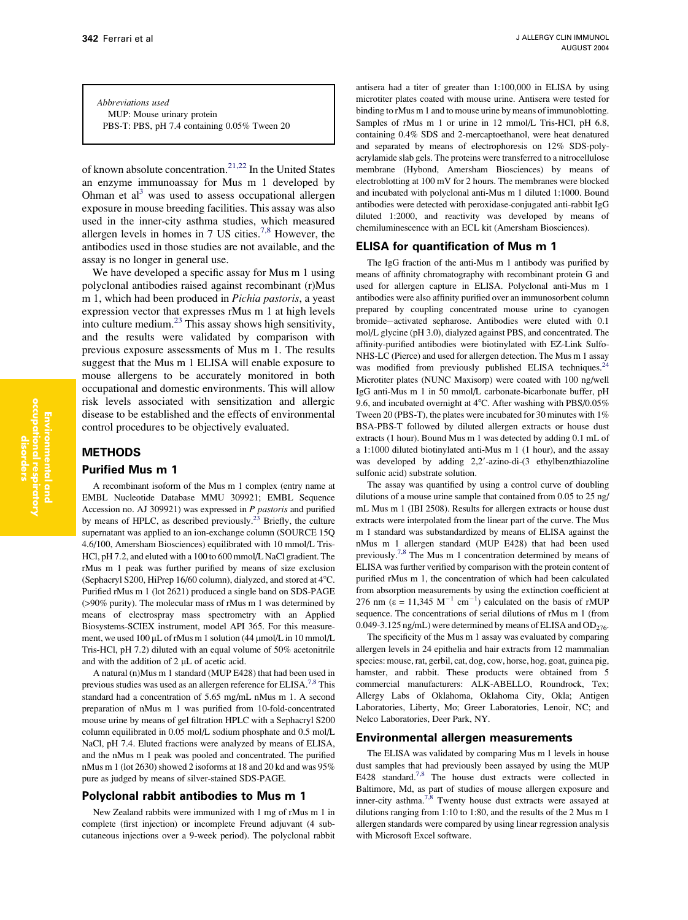Abbreviations used
MUP: Mouse urinary protein
PBS-T: PBS, pH 7.4 containing 0.05% Tween 20

of known absolute concentration.[21,22] In the United States an enzyme immunoassay for Mus m 1 developed by Ohman et al[3] was used to assess occupational allergen exposure in mouse breeding facilities. This assay was also used in the inner-city asthma studies, which measured allergen levels in homes in 7 US cities.[7,8] However, the antibodies used in those studies are not available, and the assay is no longer in general use.

We have developed a specific assay for Mus m 1 using polyclonal antibodies raised against recombinant (r)Mus m 1, which had been produced in *Pichia pastoris*, a yeast expression vector that expresses rMus m 1 at high levels into culture medium.[23] This assay shows high sensitivity, and the results were validated by comparison with previous exposure assessments of Mus m 1. The results suggest that the Mus m 1 ELISA will enable exposure to mouse allergens to be accurately monitored in both occupational and domestic environments. This will allow risk levels associated with sensitization and allergic disease to be established and the effects of environmental control procedures to be objectively evaluated.

## METHODS

### Purified Mus m 1

A recombinant isoform of the Mus m 1 complex (entry name at EMBL Nucleotide Database MMU 309921; EMBL Sequence Accession no. AJ 309921) was expressed in *P pastoris* and purified by means of HPLC, as described previously.[23] Briefly, the culture supernatant was applied to an ion-exchange column (SOURCE 15Q 4.6/100, Amersham Biosciences) equilibrated with 10 mmol/L Tris-HCl, pH 7.2, and eluted with a 100 to 600 mmol/L NaCl gradient. The rMus m 1 peak was further purified by means of size exclusion (Sephacryl S200, HiPrep 16/60 column), dialyzed, and stored at 4°C. Purified rMus m 1 (lot 2621) produced a single band on SDS-PAGE (>90% purity). The molecular mass of rMus m 1 was determined by means of electrospray mass spectrometry with an Applied Biosystems-SCIEX instrument, model API 365. For this measurement, we used 100 μL of rMus m 1 solution (44 μmol/L in 10 mmol/L Tris-HCl, pH 7.2) diluted with an equal volume of 50% acetonitrile and with the addition of 2 μL of acetic acid.

A natural (n)Mus m 1 standard (MUP E428) that had been used in previous studies was used as an allergen reference for ELISA.[7,8] This standard had a concentration of 5.65 mg/mL nMus m 1. A second preparation of nMus m 1 was purified from 10-fold-concentrated mouse urine by means of gel filtration HPLC with a Sephacryl S200 column equilibrated in 0.05 mol/L sodium phosphate and 0.5 mol/L NaCl, pH 7.4. Eluted fractions were analyzed by means of ELISA, and the nMus m 1 peak was pooled and concentrated. The purified nMus m 1 (lot 2630) showed 2 isoforms at 18 and 20 kd and was 95% pure as judged by means of silver-stained SDS-PAGE.

### Polyclonal rabbit antibodies to Mus m 1

New Zealand rabbits were immunized with 1 mg of rMus m 1 in complete (first injection) or incomplete Freund adjuvant (4 subcutaneous injections over a 9-week period). The polyclonal rabbit antisera had a titer of greater than 1:100,000 in ELISA by using microtiter plates coated with mouse urine. Antisera were tested for binding to rMus m 1 and to mouse urine by means of immunoblotting. Samples of rMus m 1 or urine in 12 mmol/L Tris-HCl, pH 6.8, containing 0.4% SDS and 2-mercaptoethanol, were heat denatured and separated by means of electrophoresis on 12% SDS-polyacrylamide slab gels. The proteins were transferred to a nitrocellulose membrane (Hybond, Amersham Biosciences) by means of electroblotting at 100 mV for 2 hours. The membranes were blocked and incubated with polyclonal anti-Mus m 1 diluted 1:1000. Bound antibodies were detected with peroxidase-conjugated anti-rabbit IgG diluted 1:2000, and reactivity was developed by means of chemiluminescence with an ECL kit (Amersham Biosciences).

### ELISA for quantification of Mus m 1

The IgG fraction of the anti-Mus m 1 antibody was purified by means of affinity chromatography with recombinant protein G and used for allergen capture in ELISA. Polyclonal anti-Mus m 1 antibodies were also affinity purified over an immunosorbent column prepared by coupling concentrated mouse urine to cyanogen bromide−activated sepharose. Antibodies were eluted with 0.1 mol/L glycine (pH 3.0), dialyzed against PBS, and concentrated. The affinity-purified antibodies were biotinylated with EZ-Link Sulfo-NHS-LC (Pierce) and used for allergen detection. The Mus m 1 assay was modified from previously published ELISA techniques.[24] Microtiter plates (NUNC Maxisorp) were coated with 100 ng/well IgG anti-Mus m 1 in 50 mmol/L carbonate-bicarbonate buffer, pH 9.6, and incubated overnight at 4°C. After washing with PBS/0.05% Tween 20 (PBS-T), the plates were incubated for 30 minutes with 1% BSA-PBS-T followed by diluted allergen extracts or house dust extracts (1 hour). Bound Mus m 1 was detected by adding 0.1 mL of a 1:1000 diluted biotinylated anti-Mus m 1 (1 hour), and the assay was developed by adding 2,2′-azino-di-(3 ethylbenzthiazoline sulfonic acid) substrate solution.

The assay was quantified by using a control curve of doubling dilutions of a mouse urine sample that contained from 0.05 to 25 ng/mL Mus m 1 (IBI 2508). Results for allergen extracts or house dust extracts were interpolated from the linear part of the curve. The Mus m 1 standard was substandardized by means of ELISA against the nMus m 1 allergen standard (MUP E428) that had been used previously.[7,8] The Mus m 1 concentration determined by means of ELISA was further verified by comparison with the protein content of purified rMus m 1, the concentration of which had been calculated from absorption measurements by using the extinction coefficient at 276 nm ($\varepsilon = 11{,}345\ M^{-1}\ cm^{-1}$) calculated on the basis of rMUP sequence. The concentrations of serial dilutions of rMus m 1 (from 0.049-3.125 ng/mL) were determined by means of ELISA and $OD_{276}$.

The specificity of the Mus m 1 assay was evaluated by comparing allergen levels in 24 epithelia and hair extracts from 12 mammalian species: mouse, rat, gerbil, cat, dog, cow, horse, hog, goat, guinea pig, hamster, and rabbit. These products were obtained from 5 commercial manufacturers: ALK-ABELLO, Roundrock, Tex; Allergy Labs of Oklahoma, Oklahoma City, Okla; Antigen Laboratories, Liberty, Mo; Greer Laboratories, Lenoir, NC; and Nelco Laboratories, Deer Park, NY.

### Environmental allergen measurements

The ELISA was validated by comparing Mus m 1 levels in house dust samples that had previously been assayed by using the MUP E428 standard.[7,8] The house dust extracts were collected in Baltimore, Md, as part of studies of mouse allergen exposure and inner-city asthma.[7,8] Twenty house dust extracts were assayed at dilutions ranging from 1:10 to 1:80, and the results of the 2 Mus m 1 allergen standards were compared by using linear regression analysis with Microsoft Excel software.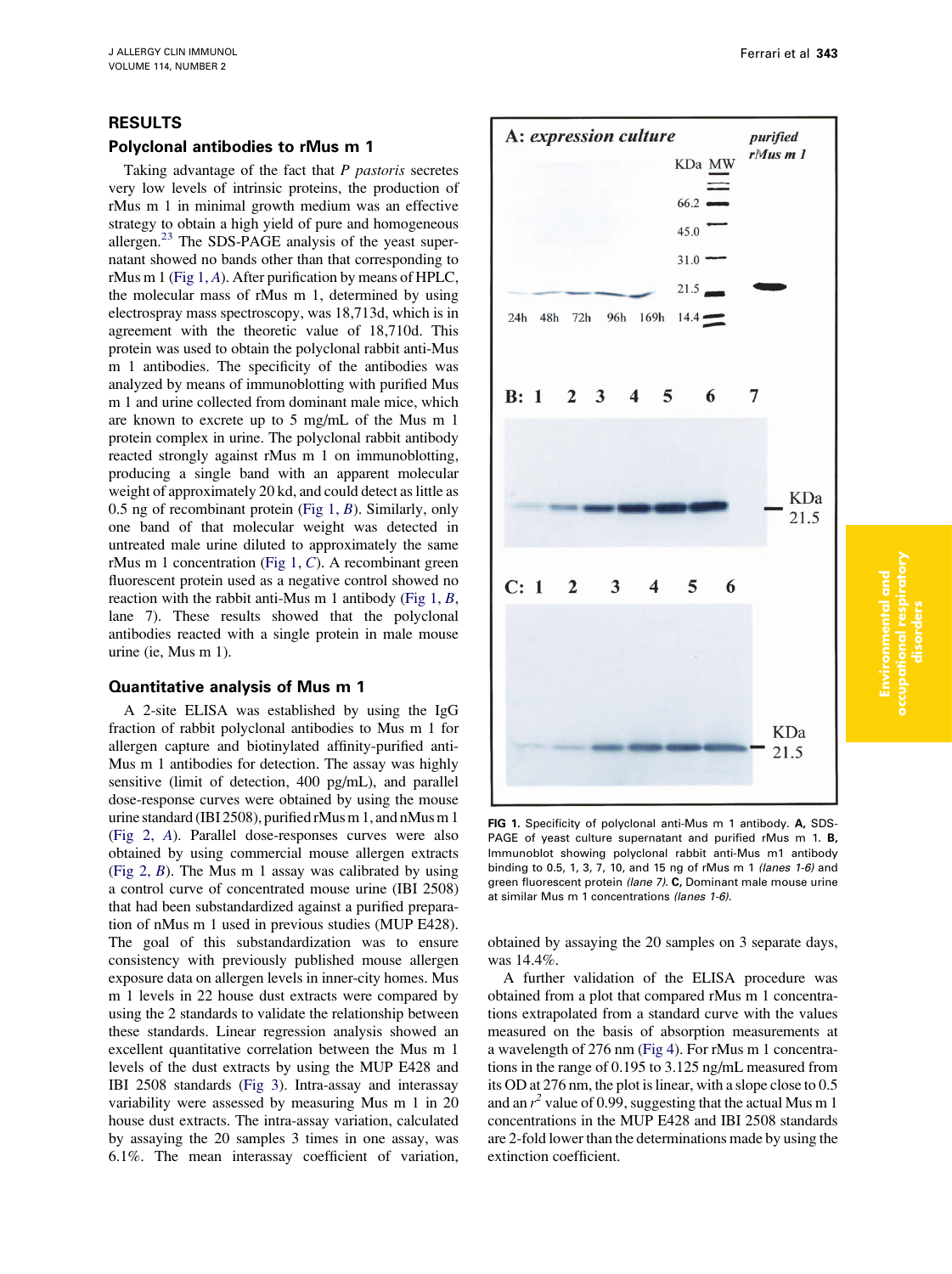## RESULTS

### Polyclonal antibodies to rMus m 1

Taking advantage of the fact that *P pastoris* secretes very low levels of intrinsic proteins, the production of rMus m 1 in minimal growth medium was an effective strategy to obtain a high yield of pure and homogeneous allergen.[23] The SDS-PAGE analysis of the yeast supernatant showed no bands other than that corresponding to rMus m 1 (Fig 1, *A*). After purification by means of HPLC, the molecular mass of rMus m 1, determined by using electrospray mass spectroscopy, was 18,713d, which is in agreement with the theoretic value of 18,710d. This protein was used to obtain the polyclonal rabbit anti-Mus m 1 antibodies. The specificity of the antibodies was analyzed by means of immunoblotting with purified Mus m 1 and urine collected from dominant male mice, which are known to excrete up to 5 mg/mL of the Mus m 1 protein complex in urine. The polyclonal rabbit antibody reacted strongly against rMus m 1 on immunoblotting, producing a single band with an apparent molecular weight of approximately 20 kd, and could detect as little as 0.5 ng of recombinant protein (Fig 1, *B*). Similarly, only one band of that molecular weight was detected in untreated male urine diluted to approximately the same rMus m 1 concentration (Fig 1, *C*). A recombinant green fluorescent protein used as a negative control showed no reaction with the rabbit anti-Mus m 1 antibody (Fig 1, *B*, lane 7). These results showed that the polyclonal antibodies reacted with a single protein in male mouse urine (ie, Mus m 1).

### Quantitative analysis of Mus m 1

A 2-site ELISA was established by using the IgG fraction of rabbit polyclonal antibodies to Mus m 1 for allergen capture and biotinylated affinity-purified anti-Mus m 1 antibodies for detection. The assay was highly sensitive (limit of detection, 400 pg/mL), and parallel dose-response curves were obtained by using the mouse urine standard (IBI 2508), purified rMus m 1, and nMus m 1 (Fig 2, *A*). Parallel dose-responses curves were also obtained by using commercial mouse allergen extracts (Fig 2, *B*). The Mus m 1 assay was calibrated by using a control curve of concentrated mouse urine (IBI 2508) that had been substandardized against a purified preparation of nMus m 1 used in previous studies (MUP E428). The goal of this substandardization was to ensure consistency with previously published mouse allergen exposure data on allergen levels in inner-city homes. Mus m 1 levels in 22 house dust extracts were compared by using the 2 standards to validate the relationship between these standards. Linear regression analysis showed an excellent quantitative correlation between the Mus m 1 levels of the dust extracts by using the MUP E428 and IBI 2508 standards (Fig 3). Intra-assay and interassay variability were assessed by measuring Mus m 1 in 20 house dust extracts. The intra-assay variation, calculated by assaying the 20 samples 3 times in one assay, was 6.1%. The mean interassay coefficient of variation, obtained by assaying the 20 samples on 3 separate days, was 14.4%.

A further validation of the ELISA procedure was obtained from a plot that compared rMus m 1 concentrations extrapolated from a standard curve with the values measured on the basis of absorption measurements at a wavelength of 276 nm (Fig 4). For rMus m 1 concentrations in the range of 0.195 to 3.125 ng/mL measured from its OD at 276 nm, the plot is linear, with a slope close to 0.5 and an $r^2$ value of 0.99, suggesting that the actual Mus m 1 concentrations in the MUP E428 and IBI 2508 standards are 2-fold lower than the determinations made by using the extinction coefficient.

**FIG 1.** Specificity of polyclonal anti-Mus m 1 antibody. **A,** SDS-PAGE of yeast culture supernatant and purified rMus m 1. **B,** Immunoblot showing polyclonal rabbit anti-Mus m1 antibody binding to 0.5, 1, 3, 7, 10, and 15 ng of rMus m 1 *(lanes 1-6)* and green fluorescent protein *(lane 7)*. **C,** Dominant male mouse urine at similar Mus m 1 concentrations *(lanes 1-6)*.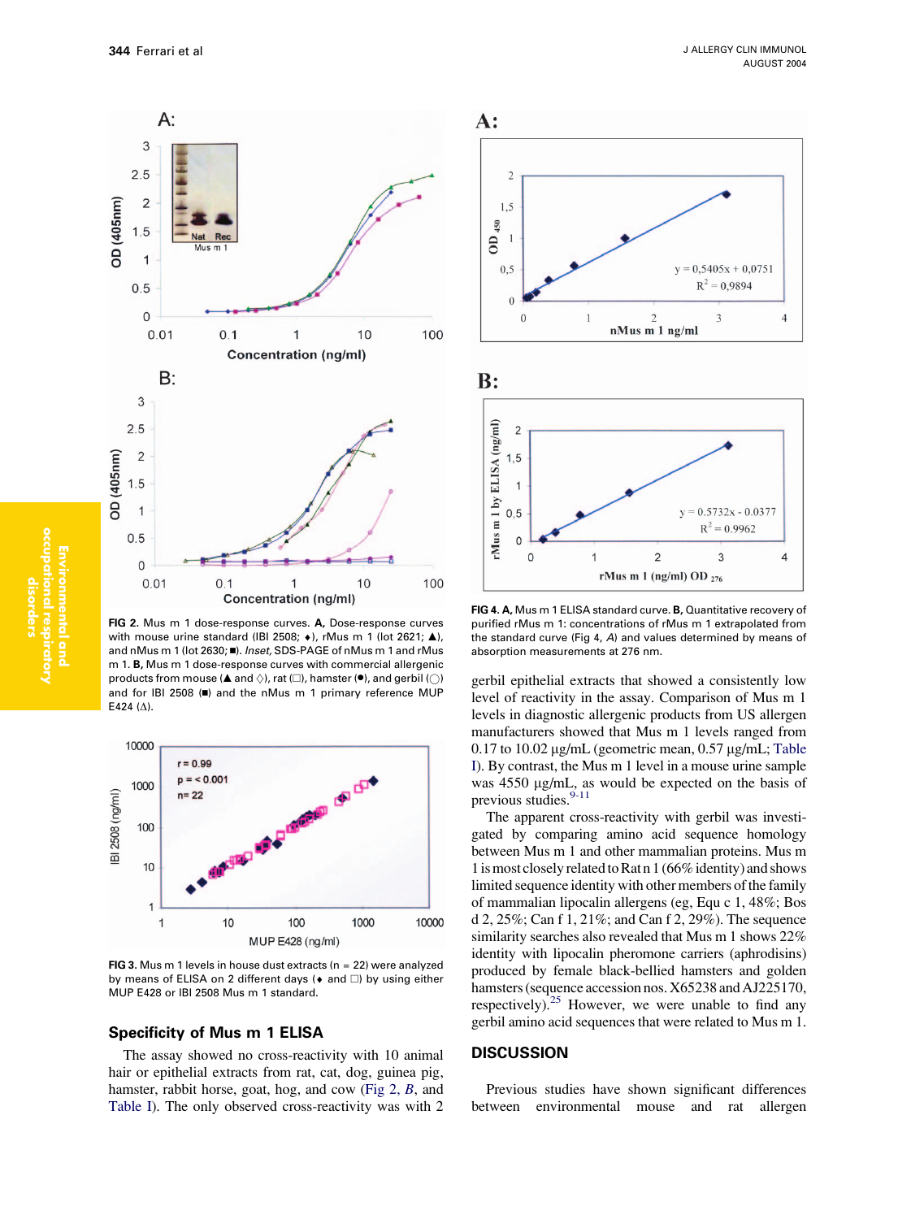FIG 2. Mus m 1 dose-response curves. **A,** Dose-response curves with mouse urine standard (IBI 2508; ♦), rMus m 1 (lot 2621; ▲), and nMus m 1 (lot 2630;■). *Inset,* SDS-PAGE of nMus m 1 and rMus m 1. **B,** Mus m 1 dose-response curves with commercial allergenic products from mouse (▲ and ◇), rat (□), hamster (●), and gerbil (○) and for IBI 2508 (■) and the nMus m 1 primary reference MUP E424 (Δ).

FIG 3. Mus m 1 levels in house dust extracts (n = 22) were analyzed by means of ELISA on 2 different days (♦ and □) by using either MUP E428 or IBI 2508 Mus m 1 standard.

## Specificity of Mus m 1 ELISA

The assay showed no cross-reactivity with 10 animal hair or epithelial extracts from rat, cat, dog, guinea pig, hamster, rabbit horse, goat, hog, and cow (Fig 2, *B*, and Table I). The only observed cross-reactivity was with 2 gerbil epithelial extracts that showed a consistently low level of reactivity in the assay. Comparison of Mus m 1 levels in diagnostic allergenic products from US allergen manufacturers showed that Mus m 1 levels ranged from 0.17 to 10.02 μg/mL (geometric mean, 0.57 μg/mL; Table I). By contrast, the Mus m 1 level in a mouse urine sample was 4550 μg/mL, as would be expected on the basis of previous studies.[9-11]

The apparent cross-reactivity with gerbil was investigated by comparing amino acid sequence homology between Mus m 1 and other mammalian proteins. Mus m 1 is most closely related to Rat n 1 (66% identity) and shows limited sequence identity with other members of the family of mammalian lipocalin allergens (eg, Equ c 1, 48%; Bos d 2, 25%; Can f 1, 21%; and Can f 2, 29%). The sequence similarity searches also revealed that Mus m 1 shows 22% identity with lipocalin pheromone carriers (aphrodisins) produced by female black-bellied hamsters and golden hamsters (sequence accession nos. X65238 and AJ225170, respectively).[25] However, we were unable to find any gerbil amino acid sequences that were related to Mus m 1.

FIG 4. **A,** Mus m 1 ELISA standard curve. **B,** Quantitative recovery of purified rMus m 1: concentrations of rMus m 1 extrapolated from the standard curve (Fig 4, *A*) and values determined by means of absorption measurements at 276 nm.

## DISCUSSION

Previous studies have shown significant differences between environmental mouse and rat allergen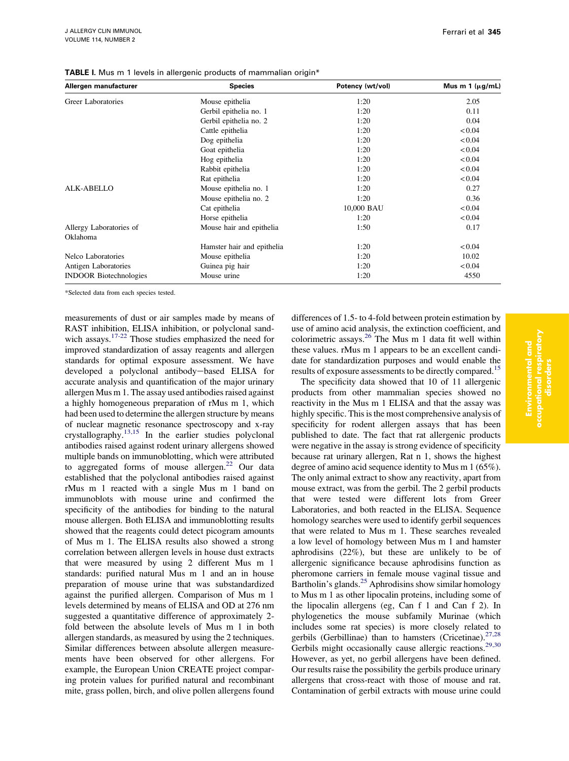**TABLE I.** Mus m 1 levels in allergenic products of mammalian origin*

| Allergen manufacturer | Species | Potency (wt/vol) | Mus m 1 (μg/mL) |
|---|---|---|---|
| Greer Laboratories | Mouse epithelia | 1:20 | 2.05 |
| | Gerbil epithelia no. 1 | 1:20 | 0.11 |
| | Gerbil epithelia no. 2 | 1:20 | 0.04 |
| | Cattle epithelia | 1:20 | <0.04 |
| | Dog epithelia | 1:20 | <0.04 |
| | Goat epithelia | 1:20 | <0.04 |
| | Hog epithelia | 1:20 | <0.04 |
| | Rabbit epithelia | 1:20 | <0.04 |
| | Rat epithelia | 1:20 | <0.04 |
| ALK-ABELLO | Mouse epithelia no. 1 | 1:20 | 0.27 |
| | Mouse epithelia no. 2 | 1:20 | 0.36 |
| | Cat epithelia | 10,000 BAU | <0.04 |
| | Horse epithelia | 1:20 | <0.04 |
| Allergy Laboratories of Oklahoma | Mouse hair and epithelia | 1:50 | 0.17 |
| | Hamster hair and epithelia | 1:20 | <0.04 |
| Nelco Laboratories | Mouse epithelia | 1:20 | 10.02 |
| Antigen Laboratories | Guinea pig hair | 1:20 | <0.04 |
| INDOOR Biotechnologies | Mouse urine | 1:20 | 4550 |

*Selected data from each species tested.

measurements of dust or air samples made by means of RAST inhibition, ELISA inhibition, or polyclonal sandwich assays.[17-22] Those studies emphasized the need for improved standardization of assay reagents and allergen standards for optimal exposure assessment. We have developed a polyclonal antibody–based ELISA for accurate analysis and quantification of the major urinary allergen Mus m 1. The assay used antibodies raised against a highly homogeneous preparation of rMus m 1, which had been used to determine the allergen structure by means of nuclear magnetic resonance spectroscopy and x-ray crystallography.[13,15] In the earlier studies polyclonal antibodies raised against rodent urinary allergens showed multiple bands on immunoblotting, which were attributed to aggregated forms of mouse allergen.[22] Our data established that the polyclonal antibodies raised against rMus m 1 reacted with a single Mus m 1 band on immunoblots with mouse urine and confirmed the specificity of the antibodies for binding to the natural mouse allergen. Both ELISA and immunoblotting results showed that the reagents could detect picogram amounts of Mus m 1. The ELISA results also showed a strong correlation between allergen levels in house dust extracts that were measured by using 2 different Mus m 1 standards: purified natural Mus m 1 and an in house preparation of mouse urine that was substandardized against the purified allergen. Comparison of Mus m 1 levels determined by means of ELISA and OD at 276 nm suggested a quantitative difference of approximately 2-fold between the absolute levels of Mus m 1 in both allergen standards, as measured by using the 2 techniques. Similar differences between absolute allergen measurements have been observed for other allergens. For example, the European Union CREATE project comparing protein values for purified natural and recombinant mite, grass pollen, birch, and olive pollen allergens found differences of 1.5- to 4-fold between protein estimation by use of amino acid analysis, the extinction coefficient, and colorimetric assays.[26] The Mus m 1 data fit well within these values. rMus m 1 appears to be an excellent candidate for standardization purposes and would enable the results of exposure assessments to be directly compared.[15]

The specificity data showed that 10 of 11 allergenic products from other mammalian species showed no reactivity in the Mus m 1 ELISA and that the assay was highly specific. This is the most comprehensive analysis of specificity for rodent allergen assays that has been published to date. The fact that rat allergenic products were negative in the assay is strong evidence of specificity because rat urinary allergen, Rat n 1, shows the highest degree of amino acid sequence identity to Mus m 1 (65%). The only animal extract to show any reactivity, apart from mouse extract, was from the gerbil. The 2 gerbil products that were tested were different lots from Greer Laboratories, and both reacted in the ELISA. Sequence homology searches were used to identify gerbil sequences that were related to Mus m 1. These searches revealed a low level of homology between Mus m 1 and hamster aphrodisins (22%), but these are unlikely to be of allergenic significance because aphrodisins function as pheromone carriers in female mouse vaginal tissue and Bartholin's glands.[25] Aphrodisins show similar homology to Mus m 1 as other lipocalin proteins, including some of the lipocalin allergens (eg, Can f 1 and Can f 2). In phylogenetics the mouse subfamily Murinae (which includes some rat species) is more closely related to gerbils (Gerbillinae) than to hamsters (Cricetinae).[27,28] Gerbils might occasionally cause allergic reactions.[29,30] However, as yet, no gerbil allergens have been defined. Our results raise the possibility the gerbils produce urinary allergens that cross-react with those of mouse and rat. Contamination of gerbil extracts with mouse urine could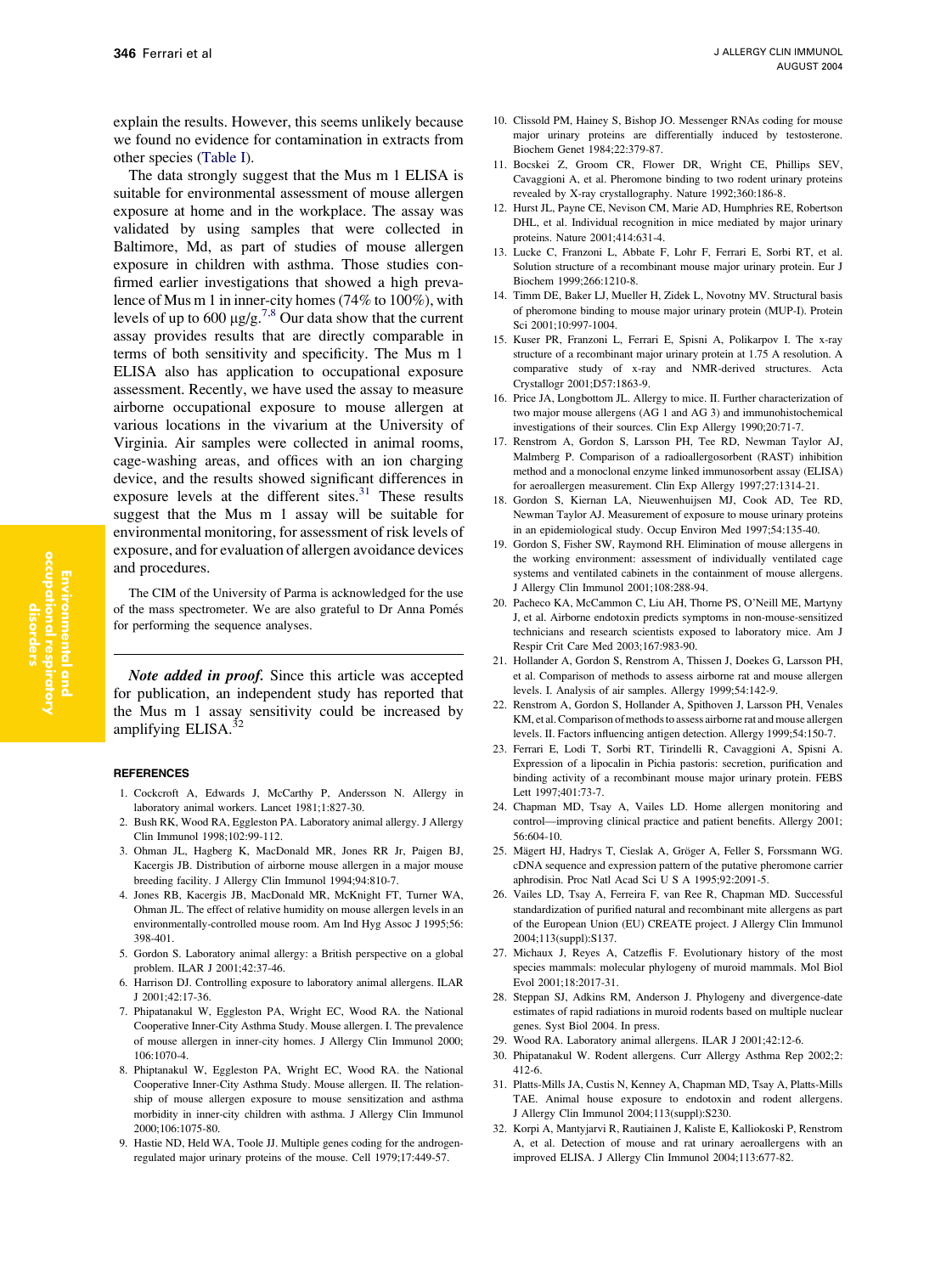explain the results. However, this seems unlikely because we found no evidence for contamination in extracts from other species (Table I).

The data strongly suggest that the Mus m 1 ELISA is suitable for environmental assessment of mouse allergen exposure at home and in the workplace. The assay was validated by using samples that were collected in Baltimore, Md, as part of studies of mouse allergen exposure in children with asthma. Those studies confirmed earlier investigations that showed a high prevalence of Mus m 1 in inner-city homes (74% to 100%), with levels of up to 600 μg/g.[7,8] Our data show that the current assay provides results that are directly comparable in terms of both sensitivity and specificity. The Mus m 1 ELISA also has application to occupational exposure assessment. Recently, we have used the assay to measure airborne occupational exposure to mouse allergen at various locations in the vivarium at the University of Virginia. Air samples were collected in animal rooms, cage-washing areas, and offices with an ion charging device, and the results showed significant differences in exposure levels at the different sites.[31] These results suggest that the Mus m 1 assay will be suitable for environmental monitoring, for assessment of risk levels of exposure, and for evaluation of allergen avoidance devices and procedures.

The CIM of the University of Parma is acknowledged for the use of the mass spectrometer. We are also grateful to Dr Anna Pomés for performing the sequence analyses.

***Note added in proof.*** Since this article was accepted for publication, an independent study has reported that the Mus m 1 assay sensitivity could be increased by amplifying ELISA.[32]

## REFERENCES

1. Cockcroft A, Edwards J, McCarthy P, Andersson N. Allergy in laboratory animal workers. Lancet 1981;1:827-30.
2. Bush RK, Wood RA, Eggleston PA. Laboratory animal allergy. J Allergy Clin Immunol 1998;102:99-112.
3. Ohman JL, Hagberg K, MacDonald MR, Jones RR Jr, Paigen BJ, Kacergis JB. Distribution of airborne mouse allergen in a major mouse breeding facility. J Allergy Clin Immunol 1994;94:810-7.
4. Jones RB, Kacergis JB, MacDonald MR, McKnight FT, Turner WA, Ohman JL. The effect of relative humidity on mouse allergen levels in an environmentally-controlled mouse room. Am Ind Hyg Assoc J 1995;56:398-401.
5. Gordon S. Laboratory animal allergy: a British perspective on a global problem. ILAR J 2001;42:37-46.
6. Harrison DJ. Controlling exposure to laboratory animal allergens. ILAR J 2001;42:17-36.
7. Phipatanakul W, Eggleston PA, Wright EC, Wood RA. the National Cooperative Inner-City Asthma Study. Mouse allergen. I. The prevalence of mouse allergen in inner-city homes. J Allergy Clin Immunol 2000;106:1070-4.
8. Phiptanakul W, Eggleston PA, Wright EC, Wood RA. the National Cooperative Inner-City Asthma Study. Mouse allergen. II. The relationship of mouse allergen exposure to mouse sensitization and asthma morbidity in inner-city children with asthma. J Allergy Clin Immunol 2000;106:1075-80.
9. Hastie ND, Held WA, Toole JJ. Multiple genes coding for the androgen-regulated major urinary proteins of the mouse. Cell 1979;17:449-57.
10. Clissold PM, Hainey S, Bishop JO. Messenger RNAs coding for mouse major urinary proteins are differentially induced by testosterone. Biochem Genet 1984;22:379-87.
11. Bocskei Z, Groom CR, Flower DR, Wright CE, Phillips SEV, Cavaggioni A, et al. Pheromone binding to two rodent urinary proteins revealed by X-ray crystallography. Nature 1992;360:186-8.
12. Hurst JL, Payne CE, Nevison CM, Marie AD, Humphries RE, Robertson DHL, et al. Individual recognition in mice mediated by major urinary proteins. Nature 2001;414:631-4.
13. Lucke C, Franzoni L, Abbate F, Lohr F, Ferrari E, Sorbi RT, et al. Solution structure of a recombinant mouse major urinary protein. Eur J Biochem 1999;266:1210-8.
14. Timm DE, Baker LJ, Mueller H, Zidek L, Novotny MV. Structural basis of pheromone binding to mouse major urinary protein (MUP-I). Protein Sci 2001;10:997-1004.
15. Kuser PR, Franzoni L, Ferrari E, Spisni A, Polikarpov I. The x-ray structure of a recombinant major urinary protein at 1.75 A resolution. A comparative study of x-ray and NMR-derived structures. Acta Crystallogr 2001;D57:1863-9.
16. Price JA, Longbottom JL. Allergy to mice. II. Further characterization of two major mouse allergens (AG 1 and AG 3) and immunohistochemical investigations of their sources. Clin Exp Allergy 1990;20:71-7.
17. Renstrom A, Gordon S, Larsson PH, Tee RD, Newman Taylor AJ, Malmberg P. Comparison of a radioallergosorbent (RAST) inhibition method and a monoclonal enzyme linked immunosorbent assay (ELISA) for aeroallergen measurement. Clin Exp Allergy 1997;27:1314-21.
18. Gordon S, Kiernan LA, Nieuwenhuijsen MJ, Cook AD, Tee RD, Newman Taylor AJ. Measurement of exposure to mouse urinary proteins in an epidemiological study. Occup Environ Med 1997;54:135-40.
19. Gordon S, Fisher SW, Raymond RH. Elimination of mouse allergens in the working environment: assessment of individually ventilated cage systems and ventilated cabinets in the containment of mouse allergens. J Allergy Clin Immunol 2001;108:288-94.
20. Pacheco KA, McCammon C, Liu AH, Thorne PS, O'Neill ME, Martyny J, et al. Airborne endotoxin predicts symptoms in non-mouse-sensitized technicians and research scientists exposed to laboratory mice. Am J Respir Crit Care Med 2003;167:983-90.
21. Hollander A, Gordon S, Renstrom A, Thissen J, Doekes G, Larsson PH, et al. Comparison of methods to assess airborne rat and mouse allergen levels. I. Analysis of air samples. Allergy 1999;54:142-9.
22. Renstrom A, Gordon S, Hollander A, Spithoven J, Larsson PH, Venales KM, et al. Comparison of methods to assess airborne rat and mouse allergen levels. II. Factors influencing antigen detection. Allergy 1999;54:150-7.
23. Ferrari E, Lodi T, Sorbi RT, Tirindelli R, Cavaggioni A, Spisni A. Expression of a lipocalin in Pichia pastoris: secretion, purification and binding activity of a recombinant mouse major urinary protein. FEBS Lett 1997;401:73-7.
24. Chapman MD, Tsay A, Vailes LD. Home allergen monitoring and control—improving clinical practice and patient benefits. Allergy 2001;56:604-10.
25. Mägert HJ, Hadrys T, Cieslak A, Gröger A, Feller S, Forssmann WG. cDNA sequence and expression pattern of the putative pheromone carrier aphrodisin. Proc Natl Acad Sci U S A 1995;92:2091-5.
26. Vailes LD, Tsay A, Ferreira F, van Ree R, Chapman MD. Successful standardization of purified natural and recombinant mite allergens as part of the European Union (EU) CREATE project. J Allergy Clin Immunol 2004;113(suppl):S137.
27. Michaux J, Reyes A, Catzeflis F. Evolutionary history of the most species mammals: molecular phylogeny of muroid mammals. Mol Biol Evol 2001;18:2017-31.
28. Steppan SJ, Adkins RM, Anderson J. Phylogeny and divergence-date estimates of rapid radiations in muroid rodents based on multiple nuclear genes. Syst Biol 2004. In press.
29. Wood RA. Laboratory animal allergens. ILAR J 2001;42:12-6.
30. Phipatanakul W. Rodent allergens. Curr Allergy Asthma Rep 2002;2:412-6.
31. Platts-Mills JA, Custis N, Kenney A, Chapman MD, Tsay A, Platts-Mills TAE. Animal house exposure to endotoxin and rodent allergens. J Allergy Clin Immunol 2004;113(suppl):S230.
32. Korpi A, Mantyjarvi R, Rautiainen J, Kaliste E, Kalliokoski P, Renstrom A, et al. Detection of mouse and rat urinary aeroallergens with an improved ELISA. J Allergy Clin Immunol 2004;113:677-82.